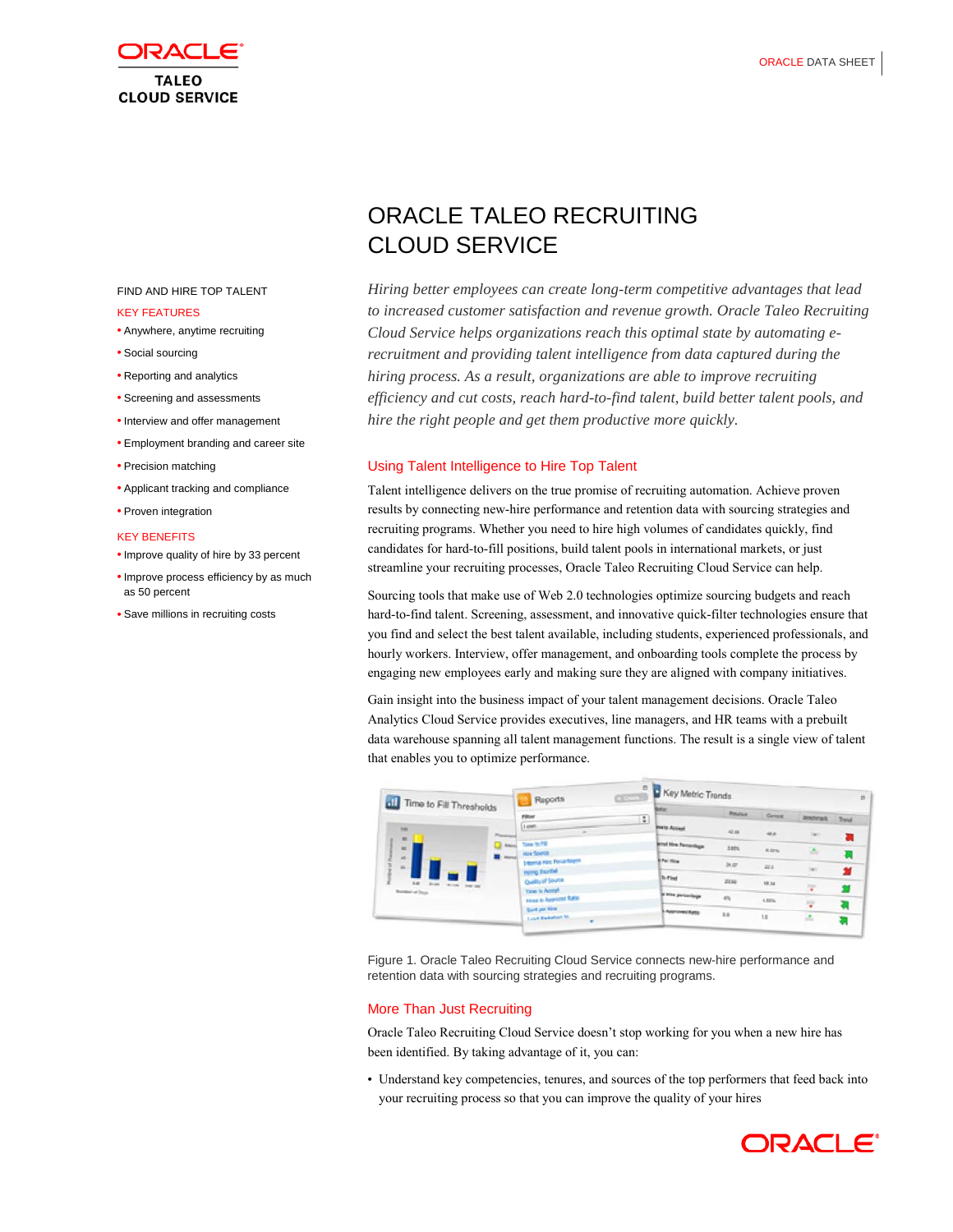ORACLE

TALEO CLOUD SERVICE

ORACLE DATA SHEET

# ORACLE TALEO RECRUITING CLOUD SERVICE

FIND AND HIRE TOP TALENT

KEY FEATURES

- Anywhere, anytime recruiting
- Social sourcing
- Reporting and analytics
- Screening and assessments
- Interview and offer management
- Employment branding and career site
- Precision matching
- Applicant tracking and compliance
- Proven integration

KEY BENEFITS

- Improve quality of hire by 33 percent
- Improve process efficiency by as much as 50 percent
- Save millions in recruiting costs

*Hiring better employees can create long-term competitive advantages that lead to increased customer satisfaction and revenue growth. Oracle Taleo Recruiting Cloud Service helps organizations reach this optimal state by automating e-recruitment and providing talent intelligence from data captured during the hiring process. As a result, organizations are able to improve recruiting efficiency and cut costs, reach hard-to-find talent, build better talent pools, and hire the right people and get them productive more quickly.*

## Using Talent Intelligence to Hire Top Talent

Talent intelligence delivers on the true promise of recruiting automation. Achieve proven results by connecting new-hire performance and retention data with sourcing strategies and recruiting programs. Whether you need to hire high volumes of candidates quickly, find candidates for hard-to-fill positions, build talent pools in international markets, or just streamline your recruiting processes, Oracle Taleo Recruiting Cloud Service can help.

Sourcing tools that make use of Web 2.0 technologies optimize sourcing budgets and reach hard-to-find talent. Screening, assessment, and innovative quick-filter technologies ensure that you find and select the best talent available, including students, experienced professionals, and hourly workers. Interview, offer management, and onboarding tools complete the process by engaging new employees early and making sure they are aligned with company initiatives.

Gain insight into the business impact of your talent management decisions. Oracle Taleo Analytics Cloud Service provides executives, line managers, and HR teams with a prebuilt data warehouse spanning all talent management functions. The result is a single view of talent that enables you to optimize performance.

Figure 1. Oracle Taleo Recruiting Cloud Service connects new-hire performance and retention data with sourcing strategies and recruiting programs.

## More Than Just Recruiting

Oracle Taleo Recruiting Cloud Service doesn't stop working for you when a new hire has been identified. By taking advantage of it, you can:

- Understand key competencies, tenures, and sources of the top performers that feed back into your recruiting process so that you can improve the quality of your hires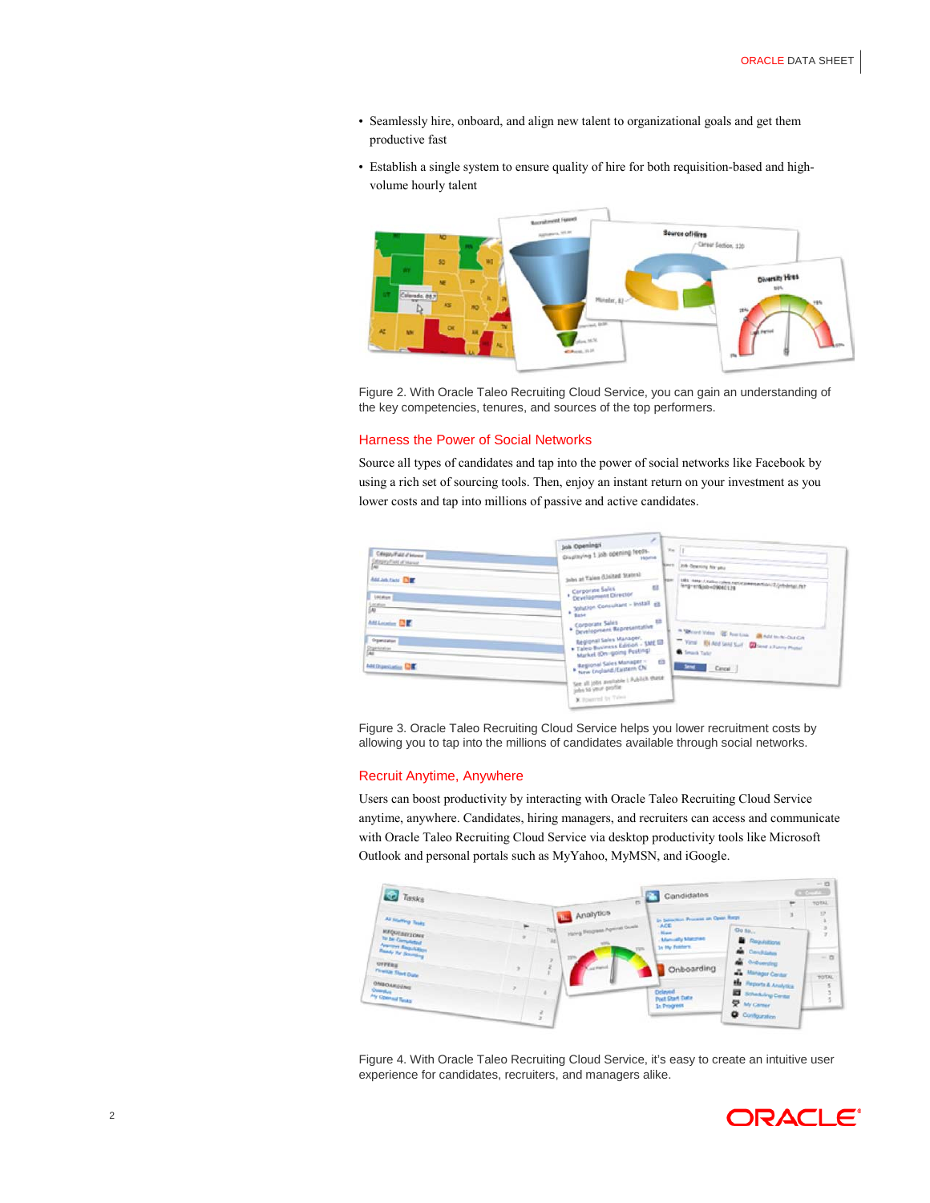- Seamlessly hire, onboard, and align new talent to organizational goals and get them productive fast
- Establish a single system to ensure quality of hire for both requisition-based and high-volume hourly talent

Figure 2. With Oracle Taleo Recruiting Cloud Service, you can gain an understanding of the key competencies, tenures, and sources of the top performers.

## Harness the Power of Social Networks

Source all types of candidates and tap into the power of social networks like Facebook by using a rich set of sourcing tools. Then, enjoy an instant return on your investment as you lower costs and tap into millions of passive and active candidates.

Figure 3. Oracle Taleo Recruiting Cloud Service helps you lower recruitment costs by allowing you to tap into the millions of candidates available through social networks.

## Recruit Anytime, Anywhere

Users can boost productivity by interacting with Oracle Taleo Recruiting Cloud Service anytime, anywhere. Candidates, hiring managers, and recruiters can access and communicate with Oracle Taleo Recruiting Cloud Service via desktop productivity tools like Microsoft Outlook and personal portals such as MyYahoo, MyMSN, and iGoogle.

Figure 4. With Oracle Taleo Recruiting Cloud Service, it's easy to create an intuitive user experience for candidates, recruiters, and managers alike.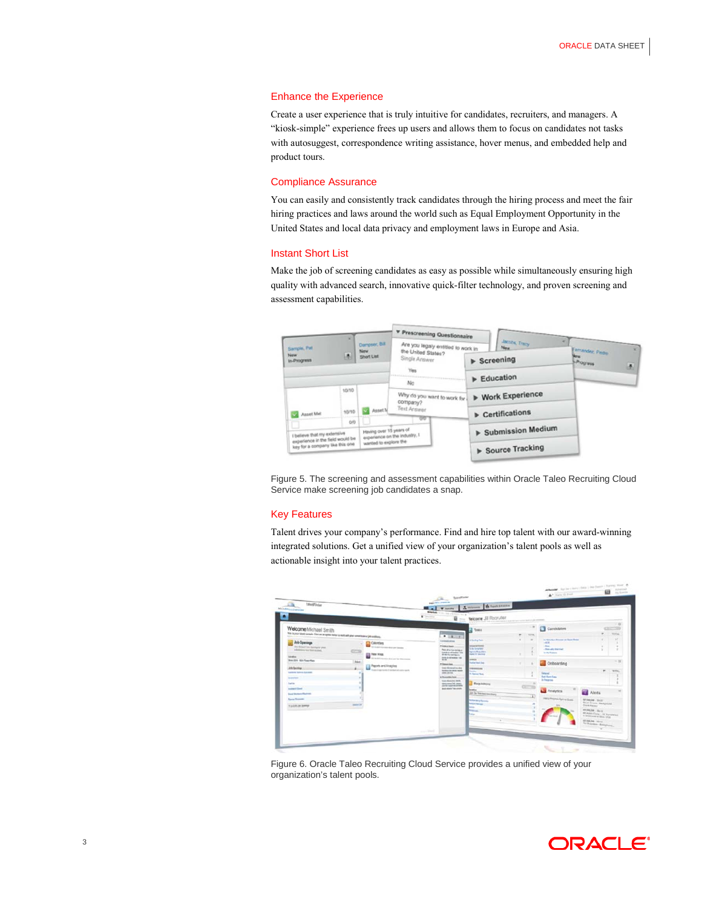## Enhance the Experience

Create a user experience that is truly intuitive for candidates, recruiters, and managers. A "kiosk-simple" experience frees up users and allows them to focus on candidates not tasks with autosuggest, correspondence writing assistance, hover menus, and embedded help and product tours.

## Compliance Assurance

You can easily and consistently track candidates through the hiring process and meet the fair hiring practices and laws around the world such as Equal Employment Opportunity in the United States and local data privacy and employment laws in Europe and Asia.

## Instant Short List

Make the job of screening candidates as easy as possible while simultaneously ensuring high quality with advanced search, innovative quick-filter technology, and proven screening and assessment capabilities.

Figure 5. The screening and assessment capabilities within Oracle Taleo Recruiting Cloud Service make screening job candidates a snap.

## Key Features

Talent drives your company's performance. Find and hire top talent with our award-winning integrated solutions. Get a unified view of your organization's talent pools as well as actionable insight into your talent practices.

Figure 6. Oracle Taleo Recruiting Cloud Service provides a unified view of your organization's talent pools.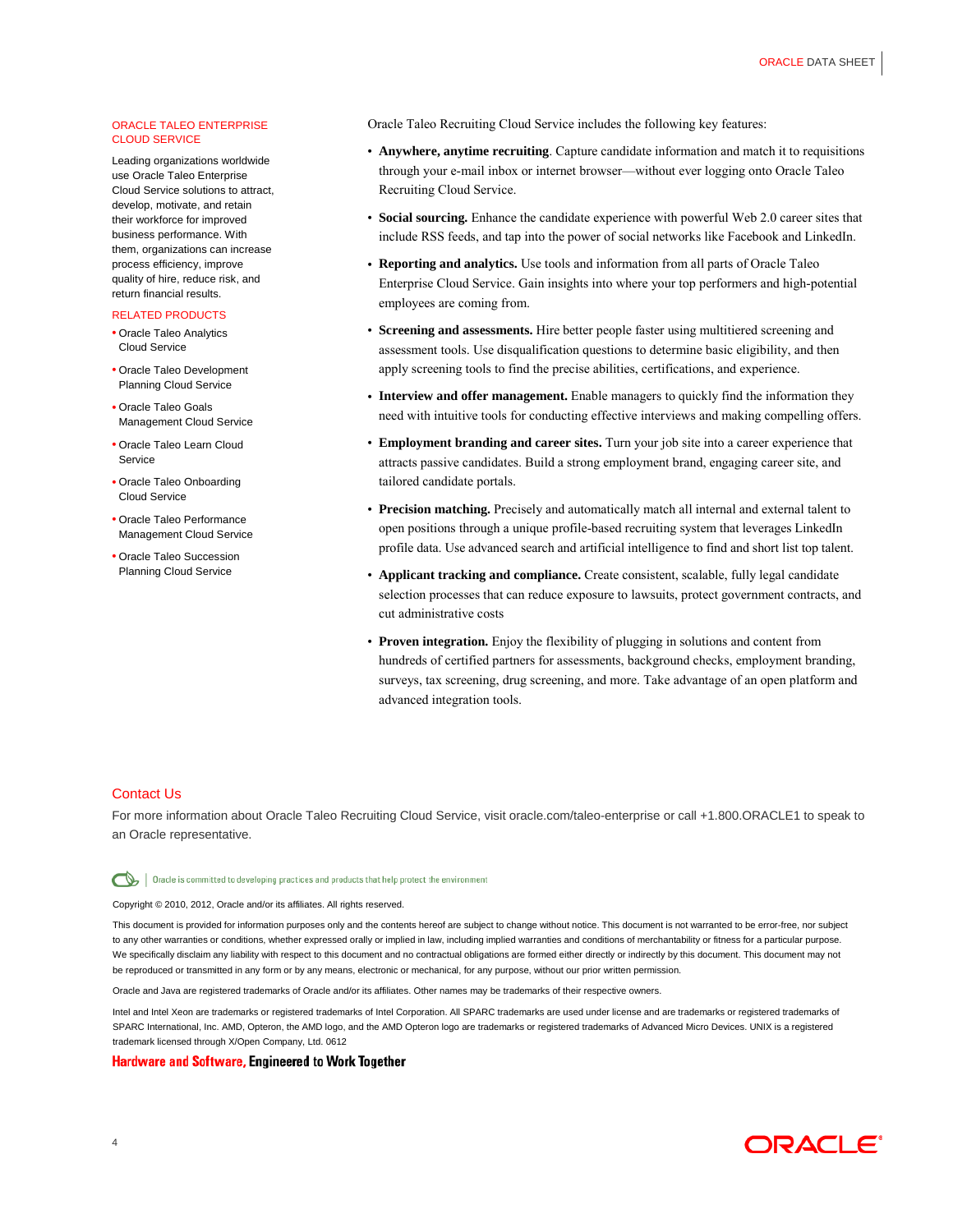### ORACLE TALEO ENTERPRISE CLOUD SERVICE

Leading organizations worldwide use Oracle Taleo Enterprise Cloud Service solutions to attract, develop, motivate, and retain their workforce for improved business performance. With them, organizations can increase process efficiency, improve quality of hire, reduce risk, and return financial results.

### RELATED PRODUCTS

- Oracle Taleo Analytics Cloud Service
- Oracle Taleo Development Planning Cloud Service
- Oracle Taleo Goals Management Cloud Service
- Oracle Taleo Learn Cloud Service
- Oracle Taleo Onboarding Cloud Service
- Oracle Taleo Performance Management Cloud Service
- Oracle Taleo Succession Planning Cloud Service

Oracle Taleo Recruiting Cloud Service includes the following key features:

- **Anywhere, anytime recruiting**. Capture candidate information and match it to requisitions through your e-mail inbox or internet browser—without ever logging onto Oracle Taleo Recruiting Cloud Service.
- **Social sourcing.** Enhance the candidate experience with powerful Web 2.0 career sites that include RSS feeds, and tap into the power of social networks like Facebook and LinkedIn.
- **Reporting and analytics.** Use tools and information from all parts of Oracle Taleo Enterprise Cloud Service. Gain insights into where your top performers and high-potential employees are coming from.
- **Screening and assessments.** Hire better people faster using multitiered screening and assessment tools. Use disqualification questions to determine basic eligibility, and then apply screening tools to find the precise abilities, certifications, and experience.
- **Interview and offer management.** Enable managers to quickly find the information they need with intuitive tools for conducting effective interviews and making compelling offers.
- **Employment branding and career sites.** Turn your job site into a career experience that attracts passive candidates. Build a strong employment brand, engaging career site, and tailored candidate portals.
- **Precision matching.** Precisely and automatically match all internal and external talent to open positions through a unique profile-based recruiting system that leverages LinkedIn profile data. Use advanced search and artificial intelligence to find and short list top talent.
- **Applicant tracking and compliance.** Create consistent, scalable, fully legal candidate selection processes that can reduce exposure to lawsuits, protect government contracts, and cut administrative costs
- **Proven integration.** Enjoy the flexibility of plugging in solutions and content from hundreds of certified partners for assessments, background checks, employment branding, surveys, tax screening, drug screening, and more. Take advantage of an open platform and advanced integration tools.

## Contact Us

For more information about Oracle Taleo Recruiting Cloud Service, visit oracle.com/taleo-enterprise or call +1.800.ORACLE1 to speak to an Oracle representative.

Oracle is committed to developing practices and products that help protect the environment

Copyright © 2010, 2012, Oracle and/or its affiliates. All rights reserved.

This document is provided for information purposes only and the contents hereof are subject to change without notice. This document is not warranted to be error-free, nor subject to any other warranties or conditions, whether expressed orally or implied in law, including implied warranties and conditions of merchantability or fitness for a particular purpose. We specifically disclaim any liability with respect to this document and no contractual obligations are formed either directly or indirectly by this document. This document may not be reproduced or transmitted in any form or by any means, electronic or mechanical, for any purpose, without our prior written permission.

Oracle and Java are registered trademarks of Oracle and/or its affiliates. Other names may be trademarks of their respective owners.

Intel and Intel Xeon are trademarks or registered trademarks of Intel Corporation. All SPARC trademarks are used under license and are trademarks or registered trademarks of SPARC International, Inc. AMD, Opteron, the AMD logo, and the AMD Opteron logo are trademarks or registered trademarks of Advanced Micro Devices. UNIX is a registered trademark licensed through X/Open Company, Ltd. 0612

**Hardware and Software, Engineered to Work Together**